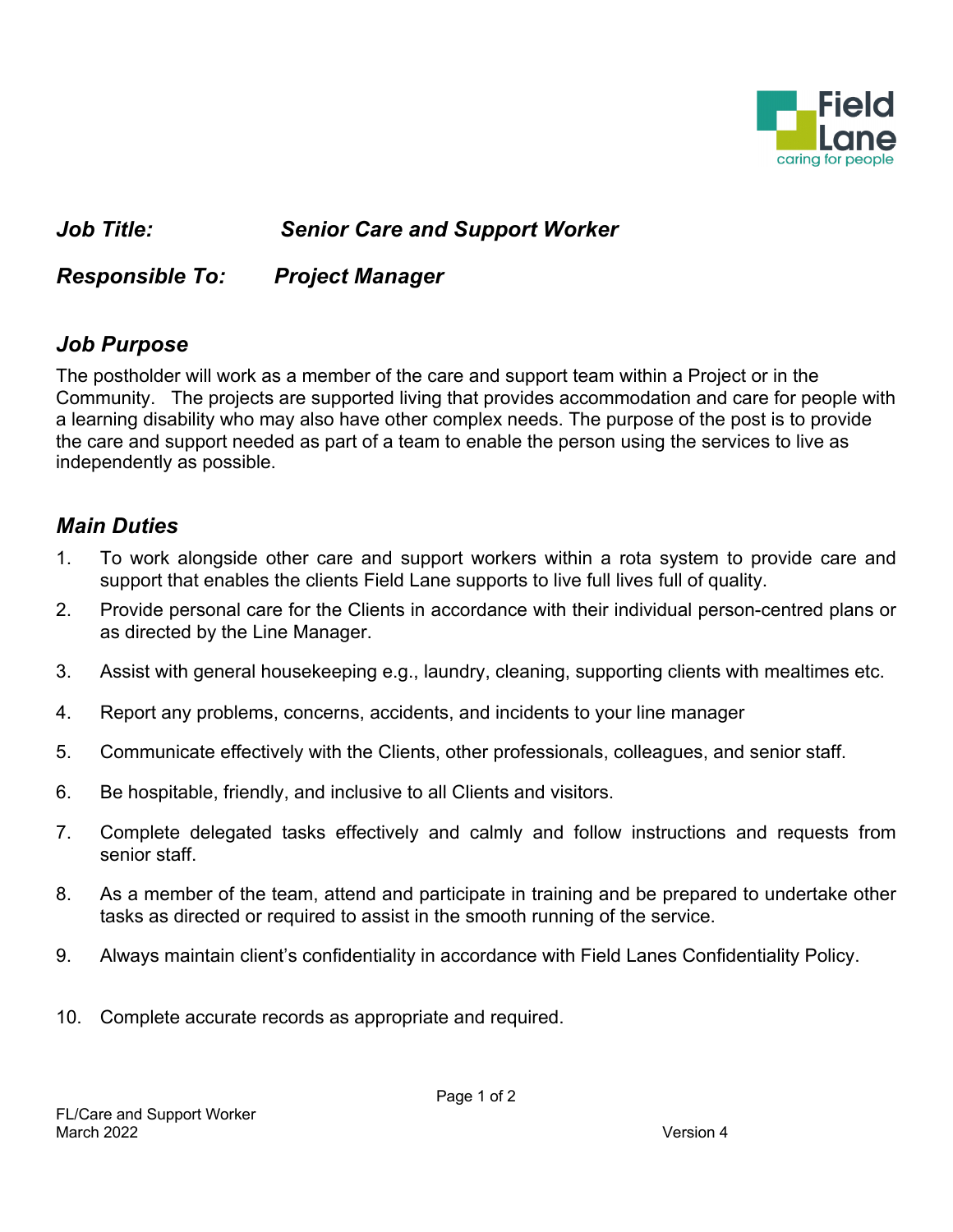**_Job Title:_** **_Senior Care and Support Worker_**

**_Responsible To:_** **_Project Manager_**

## *Job Purpose*

The postholder will work as a member of the care and support team within a Project or in the Community. The projects are supported living that provides accommodation and care for people with a learning disability who may also have other complex needs. The purpose of the post is to provide the care and support needed as part of a team to enable the person using the services to live as independently as possible.

## *Main Duties*

1. To work alongside other care and support workers within a rota system to provide care and support that enables the clients Field Lane supports to live full lives full of quality.
2. Provide personal care for the Clients in accordance with their individual person-centred plans or as directed by the Line Manager.
3. Assist with general housekeeping e.g., laundry, cleaning, supporting clients with mealtimes etc.
4. Report any problems, concerns, accidents, and incidents to your line manager
5. Communicate effectively with the Clients, other professionals, colleagues, and senior staff.
6. Be hospitable, friendly, and inclusive to all Clients and visitors.
7. Complete delegated tasks effectively and calmly and follow instructions and requests from senior staff.
8. As a member of the team, attend and participate in training and be prepared to undertake other tasks as directed or required to assist in the smooth running of the service.
9. Always maintain client's confidentiality in accordance with Field Lanes Confidentiality Policy.
10. Complete accurate records as appropriate and required.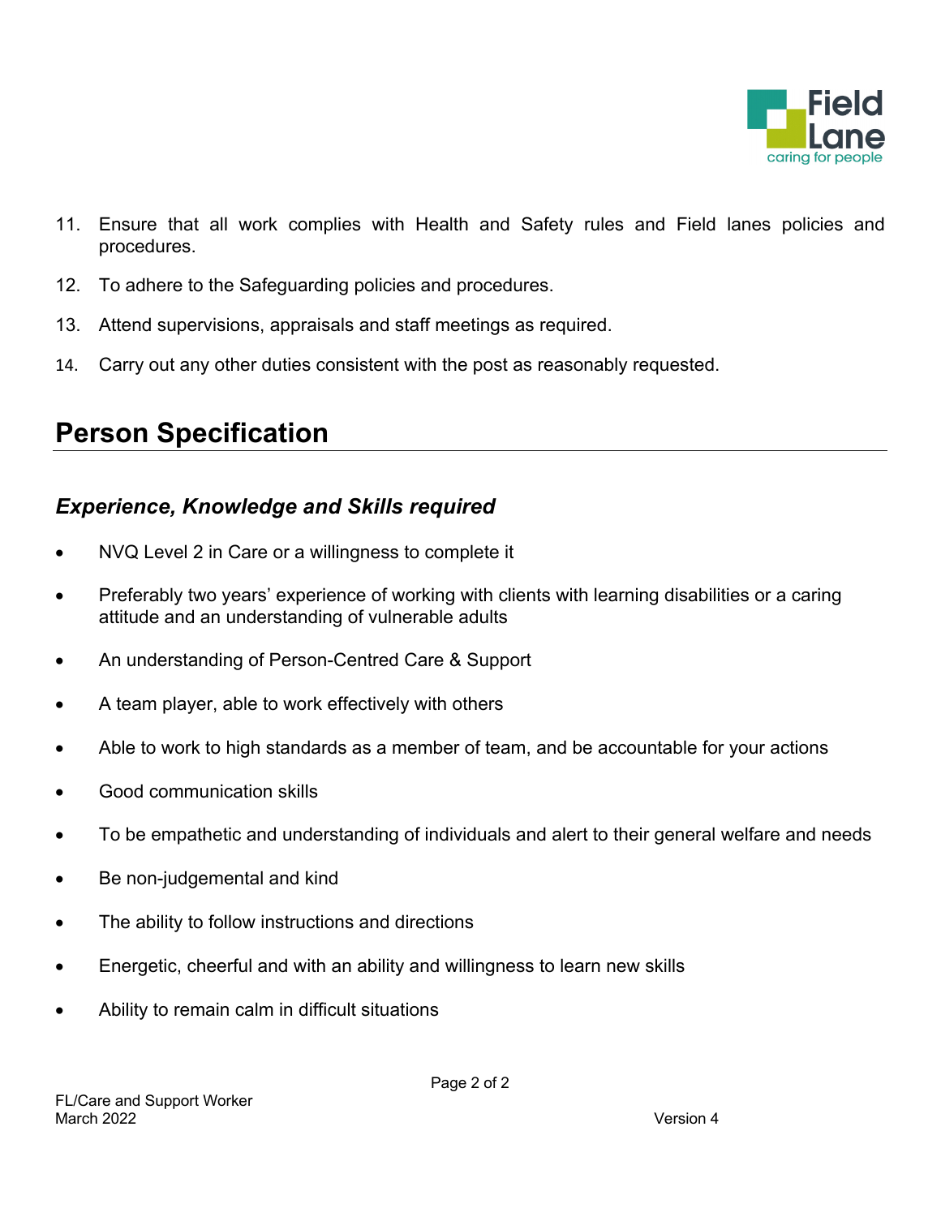11. Ensure that all work complies with Health and Safety rules and Field lanes policies and procedures.
12. To adhere to the Safeguarding policies and procedures.
13. Attend supervisions, appraisals and staff meetings as required.
14. Carry out any other duties consistent with the post as reasonably requested.

# Person Specification

## *Experience, Knowledge and Skills required*

- NVQ Level 2 in Care or a willingness to complete it
- Preferably two years' experience of working with clients with learning disabilities or a caring attitude and an understanding of vulnerable adults
- An understanding of Person-Centred Care & Support
- A team player, able to work effectively with others
- Able to work to high standards as a member of team, and be accountable for your actions
- Good communication skills
- To be empathetic and understanding of individuals and alert to their general welfare and needs
- Be non-judgemental and kind
- The ability to follow instructions and directions
- Energetic, cheerful and with an ability and willingness to learn new skills
- Ability to remain calm in difficult situations